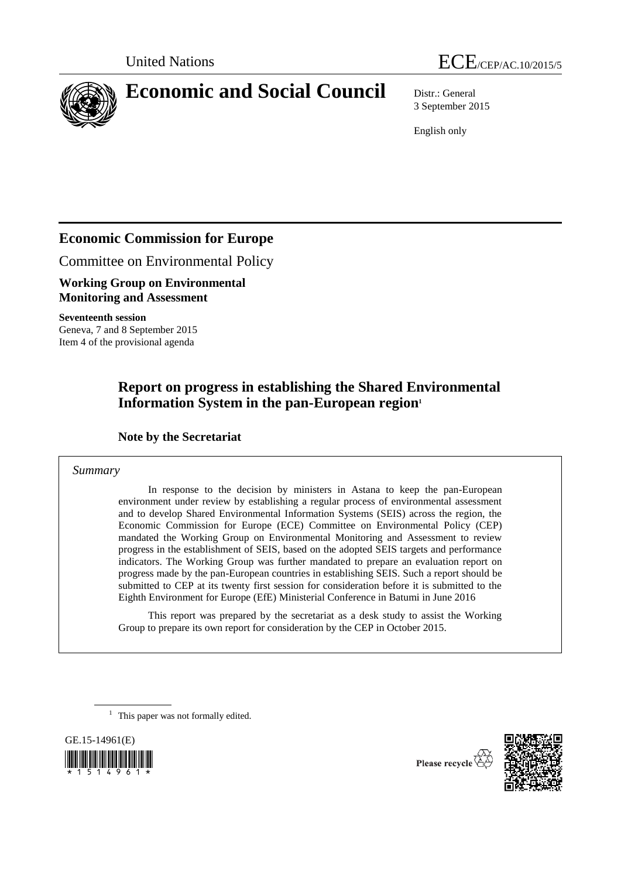United Nations

ECE/CEP/AC.10/2015/5

# Economic and Social Council

Distr.: General
3 September 2015

English only

## Economic Commission for Europe

Committee on Environmental Policy

**Working Group on Environmental Monitoring and Assessment**

**Seventeenth session**
Geneva, 7 and 8 September 2015
Item 4 of the provisional agenda

# Report on progress in establishing the Shared Environmental Information System in the pan-European region[1]

### Note by the Secretariat

*Summary*

In response to the decision by ministers in Astana to keep the pan-European environment under review by establishing a regular process of environmental assessment and to develop Shared Environmental Information Systems (SEIS) across the region, the Economic Commission for Europe (ECE) Committee on Environmental Policy (CEP) mandated the Working Group on Environmental Monitoring and Assessment to review progress in the establishment of SEIS, based on the adopted SEIS targets and performance indicators. The Working Group was further mandated to prepare an evaluation report on progress made by the pan-European countries in establishing SEIS. Such a report should be submitted to CEP at its twenty first session for consideration before it is submitted to the Eighth Environment for Europe (EfE) Ministerial Conference in Batumi in June 2016

This report was prepared by the secretariat as a desk study to assist the Working Group to prepare its own report for consideration by the CEP in October 2015.

[1] This paper was not formally edited.

GE.15-14961(E)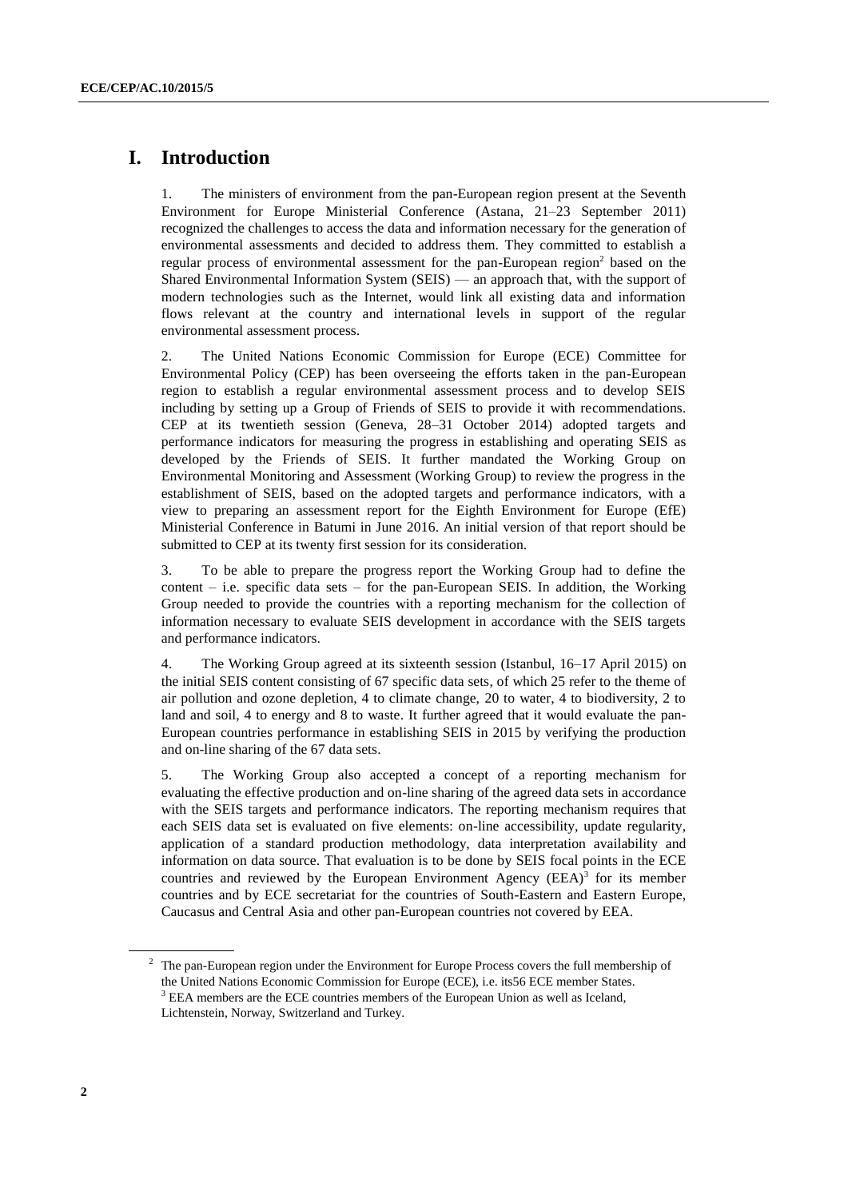# I. Introduction

1. The ministers of environment from the pan-European region present at the Seventh Environment for Europe Ministerial Conference (Astana, 21–23 September 2011) recognized the challenges to access the data and information necessary for the generation of environmental assessments and decided to address them. They committed to establish a regular process of environmental assessment for the pan-European region[2] based on the Shared Environmental Information System (SEIS) — an approach that, with the support of modern technologies such as the Internet, would link all existing data and information flows relevant at the country and international levels in support of the regular environmental assessment process.

2. The United Nations Economic Commission for Europe (ECE) Committee for Environmental Policy (CEP) has been overseeing the efforts taken in the pan-European region to establish a regular environmental assessment process and to develop SEIS including by setting up a Group of Friends of SEIS to provide it with recommendations. CEP at its twentieth session (Geneva, 28–31 October 2014) adopted targets and performance indicators for measuring the progress in establishing and operating SEIS as developed by the Friends of SEIS. It further mandated the Working Group on Environmental Monitoring and Assessment (Working Group) to review the progress in the establishment of SEIS, based on the adopted targets and performance indicators, with a view to preparing an assessment report for the Eighth Environment for Europe (EfE) Ministerial Conference in Batumi in June 2016. An initial version of that report should be submitted to CEP at its twenty first session for its consideration.

3. To be able to prepare the progress report the Working Group had to define the content – i.e. specific data sets – for the pan-European SEIS. In addition, the Working Group needed to provide the countries with a reporting mechanism for the collection of information necessary to evaluate SEIS development in accordance with the SEIS targets and performance indicators.

4. The Working Group agreed at its sixteenth session (Istanbul, 16–17 April 2015) on the initial SEIS content consisting of 67 specific data sets, of which 25 refer to the theme of air pollution and ozone depletion, 4 to climate change, 20 to water, 4 to biodiversity, 2 to land and soil, 4 to energy and 8 to waste. It further agreed that it would evaluate the pan-European countries performance in establishing SEIS in 2015 by verifying the production and on-line sharing of the 67 data sets.

5. The Working Group also accepted a concept of a reporting mechanism for evaluating the effective production and on-line sharing of the agreed data sets in accordance with the SEIS targets and performance indicators. The reporting mechanism requires that each SEIS data set is evaluated on five elements: on-line accessibility, update regularity, application of a standard production methodology, data interpretation availability and information on data source. That evaluation is to be done by SEIS focal points in the ECE countries and reviewed by the European Environment Agency (EEA)[3] for its member countries and by ECE secretariat for the countries of South-Eastern and Eastern Europe, Caucasus and Central Asia and other pan-European countries not covered by EEA.

---

[2] The pan-European region under the Environment for Europe Process covers the full membership of the United Nations Economic Commission for Europe (ECE), i.e. its56 ECE member States.

[3] EEA members are the ECE countries members of the European Union as well as Iceland, Lichtenstein, Norway, Switzerland and Turkey.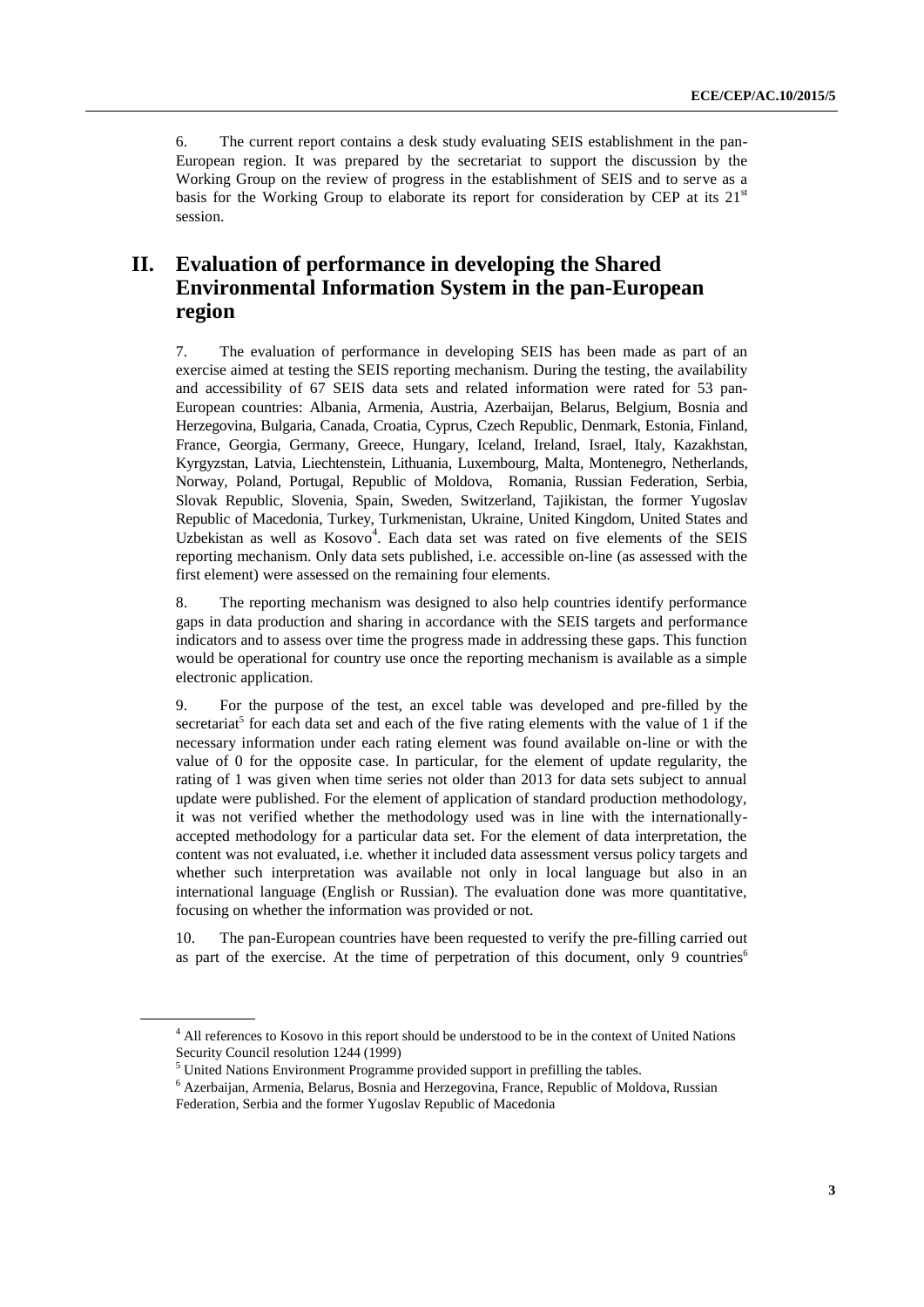6. The current report contains a desk study evaluating SEIS establishment in the pan-European region. It was prepared by the secretariat to support the discussion by the Working Group on the review of progress in the establishment of SEIS and to serve as a basis for the Working Group to elaborate its report for consideration by CEP at its 21st session.

## II. Evaluation of performance in developing the Shared Environmental Information System in the pan-European region

7. The evaluation of performance in developing SEIS has been made as part of an exercise aimed at testing the SEIS reporting mechanism. During the testing, the availability and accessibility of 67 SEIS data sets and related information were rated for 53 pan-European countries: Albania, Armenia, Austria, Azerbaijan, Belarus, Belgium, Bosnia and Herzegovina, Bulgaria, Canada, Croatia, Cyprus, Czech Republic, Denmark, Estonia, Finland, France, Georgia, Germany, Greece, Hungary, Iceland, Ireland, Israel, Italy, Kazakhstan, Kyrgyzstan, Latvia, Liechtenstein, Lithuania, Luxembourg, Malta, Montenegro, Netherlands, Norway, Poland, Portugal, Republic of Moldova, Romania, Russian Federation, Serbia, Slovak Republic, Slovenia, Spain, Sweden, Switzerland, Tajikistan, the former Yugoslav Republic of Macedonia, Turkey, Turkmenistan, Ukraine, United Kingdom, United States and Uzbekistan as well as Kosovo[4]. Each data set was rated on five elements of the SEIS reporting mechanism. Only data sets published, i.e. accessible on-line (as assessed with the first element) were assessed on the remaining four elements.

8. The reporting mechanism was designed to also help countries identify performance gaps in data production and sharing in accordance with the SEIS targets and performance indicators and to assess over time the progress made in addressing these gaps. This function would be operational for country use once the reporting mechanism is available as a simple electronic application.

9. For the purpose of the test, an excel table was developed and pre-filled by the secretariat[5] for each data set and each of the five rating elements with the value of 1 if the necessary information under each rating element was found available on-line or with the value of 0 for the opposite case. In particular, for the element of update regularity, the rating of 1 was given when time series not older than 2013 for data sets subject to annual update were published. For the element of application of standard production methodology, it was not verified whether the methodology used was in line with the internationally-accepted methodology for a particular data set. For the element of data interpretation, the content was not evaluated, i.e. whether it included data assessment versus policy targets and whether such interpretation was available not only in local language but also in an international language (English or Russian). The evaluation done was more quantitative, focusing on whether the information was provided or not.

10. The pan-European countries have been requested to verify the pre-filling carried out as part of the exercise. At the time of perpetration of this document, only 9 countries[6]

[4] All references to Kosovo in this report should be understood to be in the context of United Nations Security Council resolution 1244 (1999)

[5] United Nations Environment Programme provided support in prefilling the tables.

[6] Azerbaijan, Armenia, Belarus, Bosnia and Herzegovina, France, Republic of Moldova, Russian Federation, Serbia and the former Yugoslav Republic of Macedonia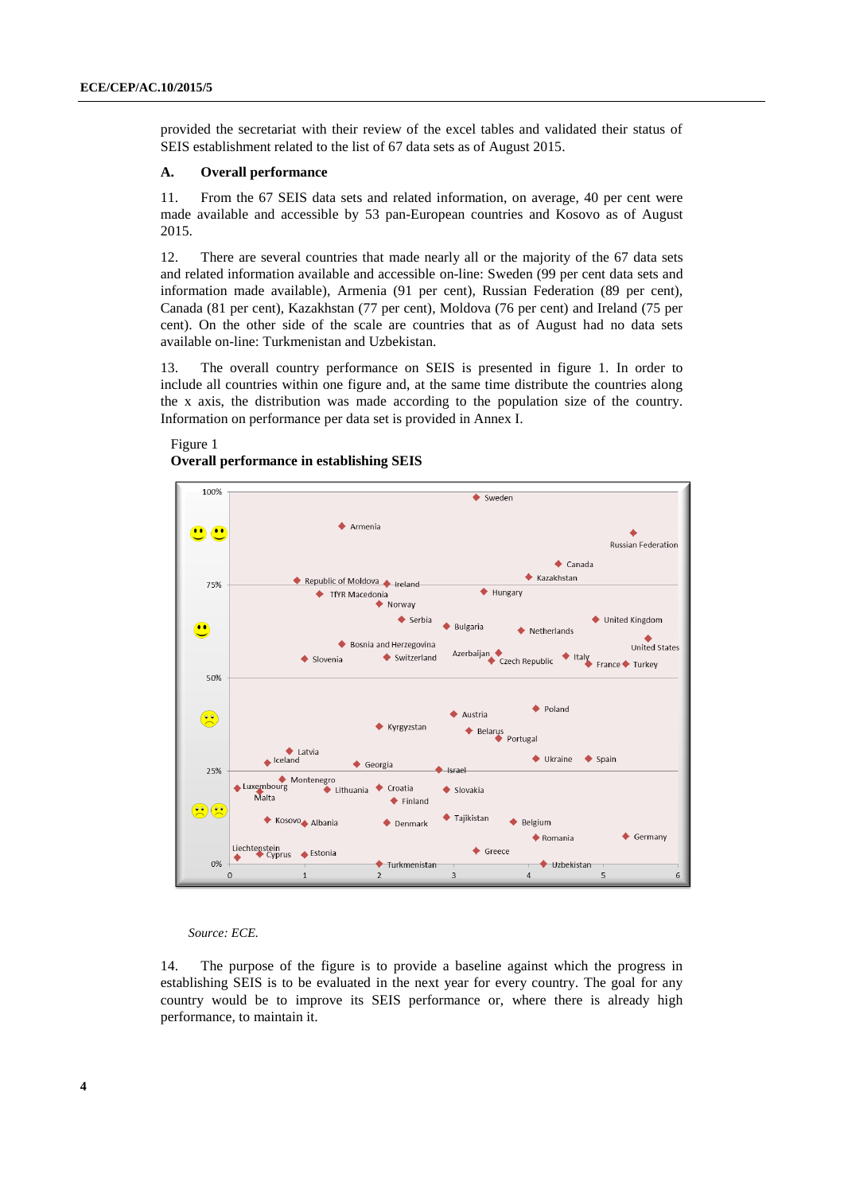provided the secretariat with their review of the excel tables and validated their status of SEIS establishment related to the list of 67 data sets as of August 2015.

## A. Overall performance

11. From the 67 SEIS data sets and related information, on average, 40 per cent were made available and accessible by 53 pan-European countries and Kosovo as of August 2015.

12. There are several countries that made nearly all or the majority of the 67 data sets and related information available and accessible on-line: Sweden (99 per cent data sets and information made available), Armenia (91 per cent), Russian Federation (89 per cent), Canada (81 per cent), Kazakhstan (77 per cent), Moldova (76 per cent) and Ireland (75 per cent). On the other side of the scale are countries that as of August had no data sets available on-line: Turkmenistan and Uzbekistan.

13. The overall country performance on SEIS is presented in figure 1. In order to include all countries within one figure and, at the same time distribute the countries along the x axis, the distribution was made according to the population size of the country. Information on performance per data set is provided in Annex I.

Figure 1

**Overall performance in establishing SEIS**

*Source: ECE.*

14. The purpose of the figure is to provide a baseline against which the progress in establishing SEIS is to be evaluated in the next year for every country. The goal for any country would be to improve its SEIS performance or, where there is already high performance, to maintain it.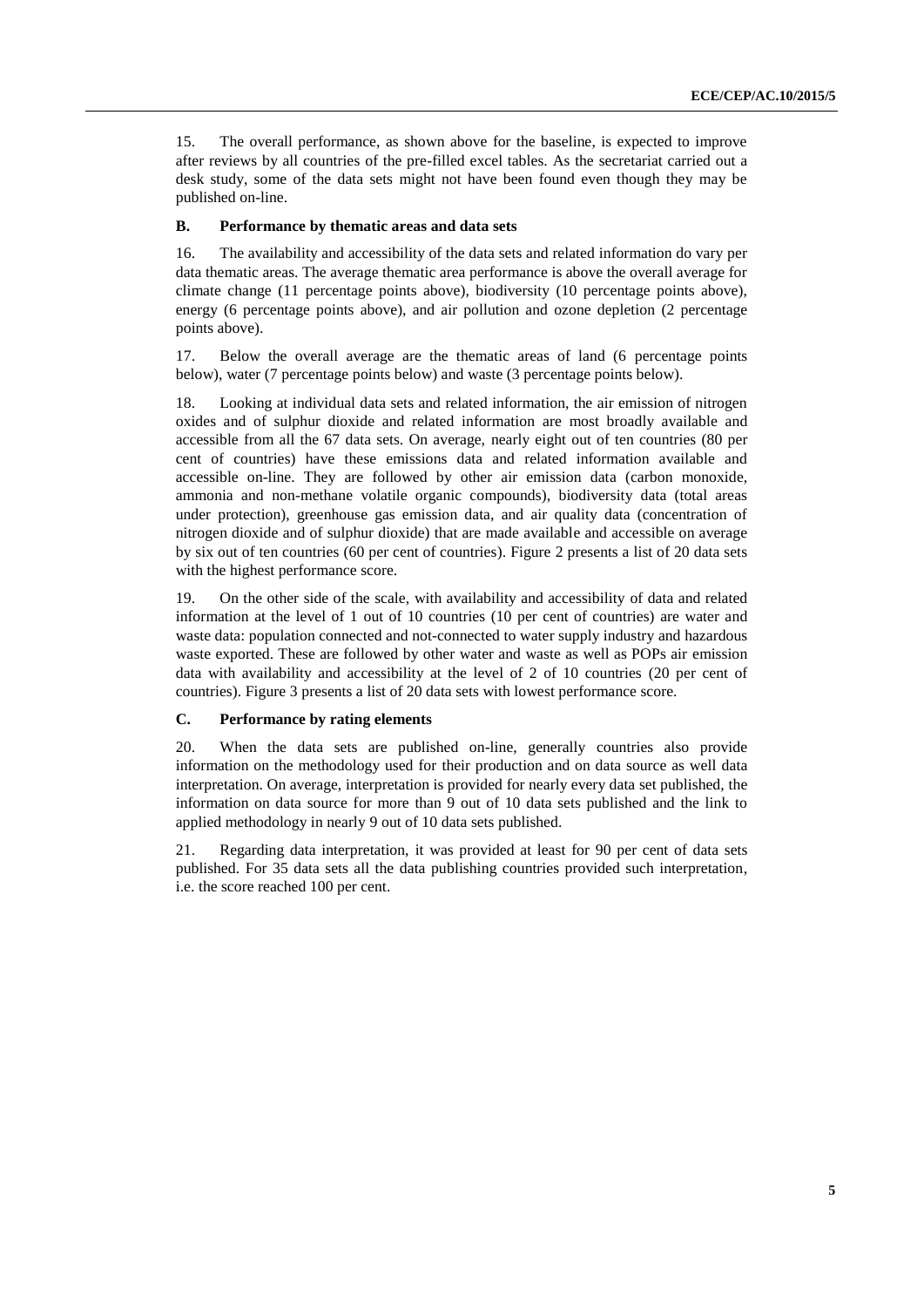15. The overall performance, as shown above for the baseline, is expected to improve after reviews by all countries of the pre-filled excel tables. As the secretariat carried out a desk study, some of the data sets might not have been found even though they may be published on-line.

### B. Performance by thematic areas and data sets

16. The availability and accessibility of the data sets and related information do vary per data thematic areas. The average thematic area performance is above the overall average for climate change (11 percentage points above), biodiversity (10 percentage points above), energy (6 percentage points above), and air pollution and ozone depletion (2 percentage points above).

17. Below the overall average are the thematic areas of land (6 percentage points below), water (7 percentage points below) and waste (3 percentage points below).

18. Looking at individual data sets and related information, the air emission of nitrogen oxides and of sulphur dioxide and related information are most broadly available and accessible from all the 67 data sets. On average, nearly eight out of ten countries (80 per cent of countries) have these emissions data and related information available and accessible on-line. They are followed by other air emission data (carbon monoxide, ammonia and non-methane volatile organic compounds), biodiversity data (total areas under protection), greenhouse gas emission data, and air quality data (concentration of nitrogen dioxide and of sulphur dioxide) that are made available and accessible on average by six out of ten countries (60 per cent of countries). Figure 2 presents a list of 20 data sets with the highest performance score.

19. On the other side of the scale, with availability and accessibility of data and related information at the level of 1 out of 10 countries (10 per cent of countries) are water and waste data: population connected and not-connected to water supply industry and hazardous waste exported. These are followed by other water and waste as well as POPs air emission data with availability and accessibility at the level of 2 of 10 countries (20 per cent of countries). Figure 3 presents a list of 20 data sets with lowest performance score.

### C. Performance by rating elements

20. When the data sets are published on-line, generally countries also provide information on the methodology used for their production and on data source as well data interpretation. On average, interpretation is provided for nearly every data set published, the information on data source for more than 9 out of 10 data sets published and the link to applied methodology in nearly 9 out of 10 data sets published.

21. Regarding data interpretation, it was provided at least for 90 per cent of data sets published. For 35 data sets all the data publishing countries provided such interpretation, i.e. the score reached 100 per cent.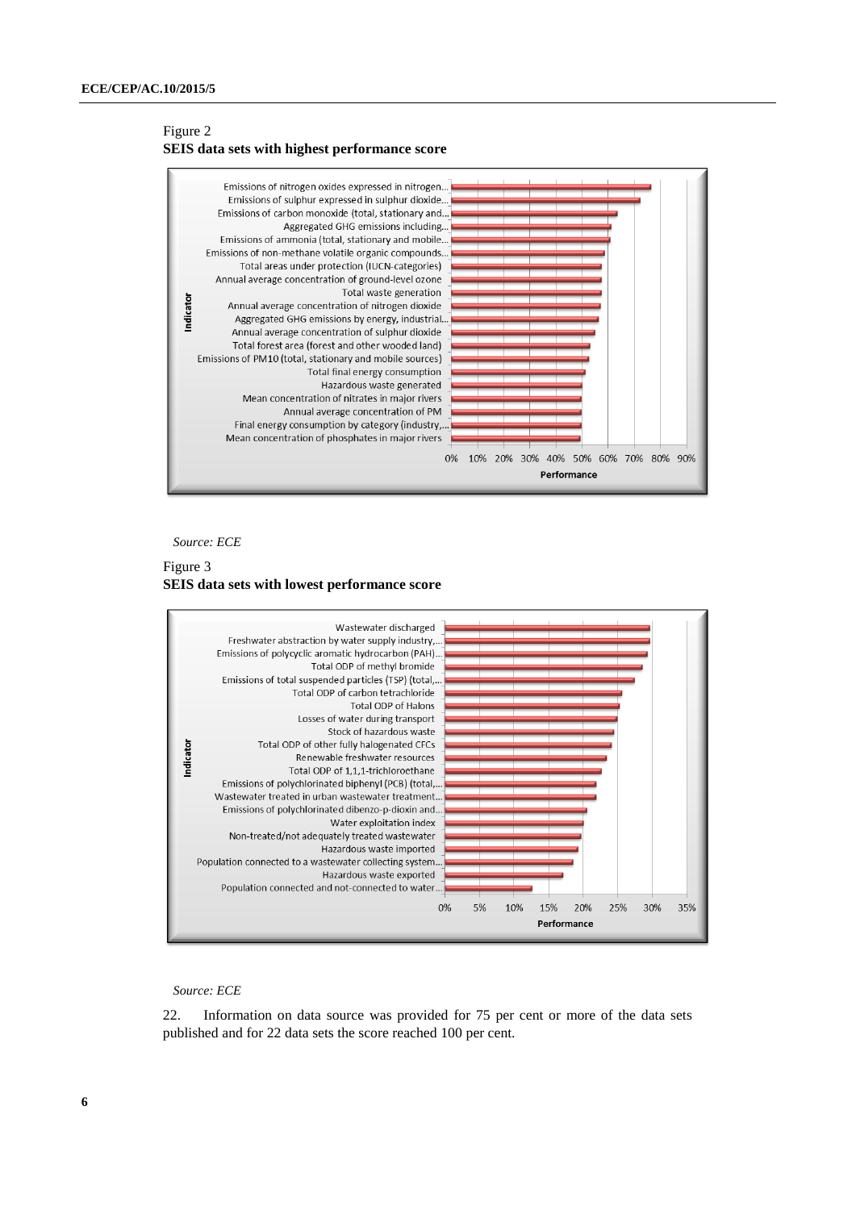Figure 2
**SEIS data sets with highest performance score**

Indicator (Performance, 0%–90%):

- Emissions of nitrogen oxides expressed in nitrogen...
- Emissions of sulphur expressed in sulphur dioxide...
- Emissions of carbon monoxide (total, stationary and...
- Aggregated GHG emissions including...
- Emissions of ammonia (total, stationary and mobile...
- Emissions of non-methane volatile organic compounds...
- Total areas under protection (IUCN-categories)
- Annual average concentration of ground-level ozone
- Total waste generation
- Annual average concentration of nitrogen dioxide
- Aggregated GHG emissions by energy, industrial...
- Annual average concentration of sulphur dioxide
- Total forest area (forest and other wooded land)
- Emissions of PM10 (total, stationary and mobile sources)
- Total final energy consumption
- Hazardous waste generated
- Mean concentration of nitrates in major rivers
- Annual average concentration of PM
- Final energy consumption by category (industry,...
- Mean concentration of phosphates in major rivers

*Source: ECE*

Figure 3
**SEIS data sets with lowest performance score**

Indicator (Performance, 0%–35%):

- Wastewater discharged
- Freshwater abstraction by water supply industry,...
- Emissions of polycyclic aromatic hydrocarbon (PAH)...
- Total ODP of methyl bromide
- Emissions of total suspended particles (TSP) (total,...
- Total ODP of carbon tetrachloride
- Total ODP of Halons
- Losses of water during transport
- Stock of hazardous waste
- Total ODP of other fully halogenated CFCs
- Renewable freshwater resources
- Total ODP of 1,1,1-trichloroethane
- Emissions of polychlorinated biphenyl (PCB) (total,...
- Wastewater treated in urban wastewater treatment...
- Emissions of polychlorinated dibenzo-p-dioxin and...
- Water exploitation index
- Non-treated/not adequately treated wastewater
- Hazardous waste imported
- Population connected to a wastewater collecting system...
- Hazardous waste exported
- Population connected and not-connected to water...

*Source: ECE*

22. Information on data source was provided for 75 per cent or more of the data sets published and for 22 data sets the score reached 100 per cent.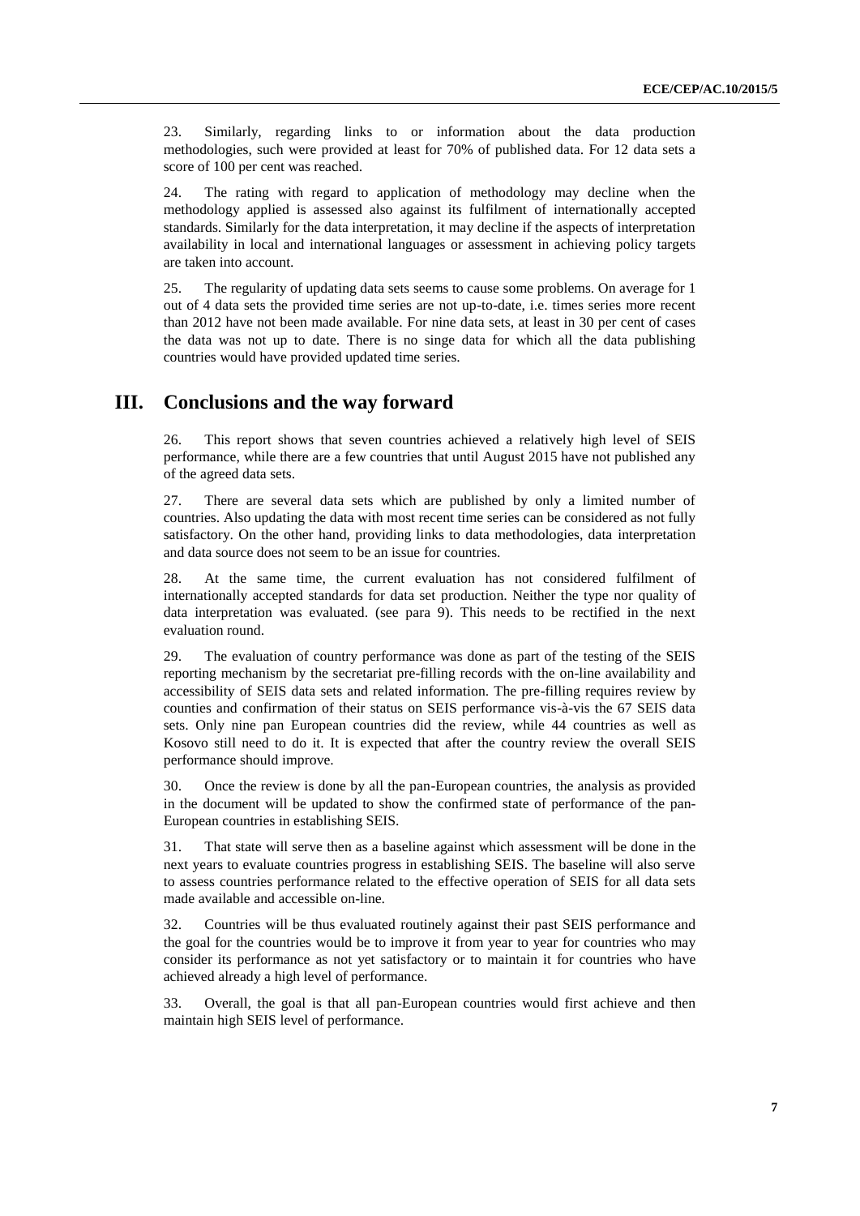23. Similarly, regarding links to or information about the data production methodologies, such were provided at least for 70% of published data. For 12 data sets a score of 100 per cent was reached.

24. The rating with regard to application of methodology may decline when the methodology applied is assessed also against its fulfilment of internationally accepted standards. Similarly for the data interpretation, it may decline if the aspects of interpretation availability in local and international languages or assessment in achieving policy targets are taken into account.

25. The regularity of updating data sets seems to cause some problems. On average for 1 out of 4 data sets the provided time series are not up-to-date, i.e. times series more recent than 2012 have not been made available. For nine data sets, at least in 30 per cent of cases the data was not up to date. There is no singe data for which all the data publishing countries would have provided updated time series.

## III. Conclusions and the way forward

26. This report shows that seven countries achieved a relatively high level of SEIS performance, while there are a few countries that until August 2015 have not published any of the agreed data sets.

27. There are several data sets which are published by only a limited number of countries. Also updating the data with most recent time series can be considered as not fully satisfactory. On the other hand, providing links to data methodologies, data interpretation and data source does not seem to be an issue for countries.

28. At the same time, the current evaluation has not considered fulfilment of internationally accepted standards for data set production. Neither the type nor quality of data interpretation was evaluated. (see para 9). This needs to be rectified in the next evaluation round.

29. The evaluation of country performance was done as part of the testing of the SEIS reporting mechanism by the secretariat pre-filling records with the on-line availability and accessibility of SEIS data sets and related information. The pre-filling requires review by counties and confirmation of their status on SEIS performance vis-à-vis the 67 SEIS data sets. Only nine pan European countries did the review, while 44 countries as well as Kosovo still need to do it. It is expected that after the country review the overall SEIS performance should improve.

30. Once the review is done by all the pan-European countries, the analysis as provided in the document will be updated to show the confirmed state of performance of the pan-European countries in establishing SEIS.

31. That state will serve then as a baseline against which assessment will be done in the next years to evaluate countries progress in establishing SEIS. The baseline will also serve to assess countries performance related to the effective operation of SEIS for all data sets made available and accessible on-line.

32. Countries will be thus evaluated routinely against their past SEIS performance and the goal for the countries would be to improve it from year to year for countries who may consider its performance as not yet satisfactory or to maintain it for countries who have achieved already a high level of performance.

33. Overall, the goal is that all pan-European countries would first achieve and then maintain high SEIS level of performance.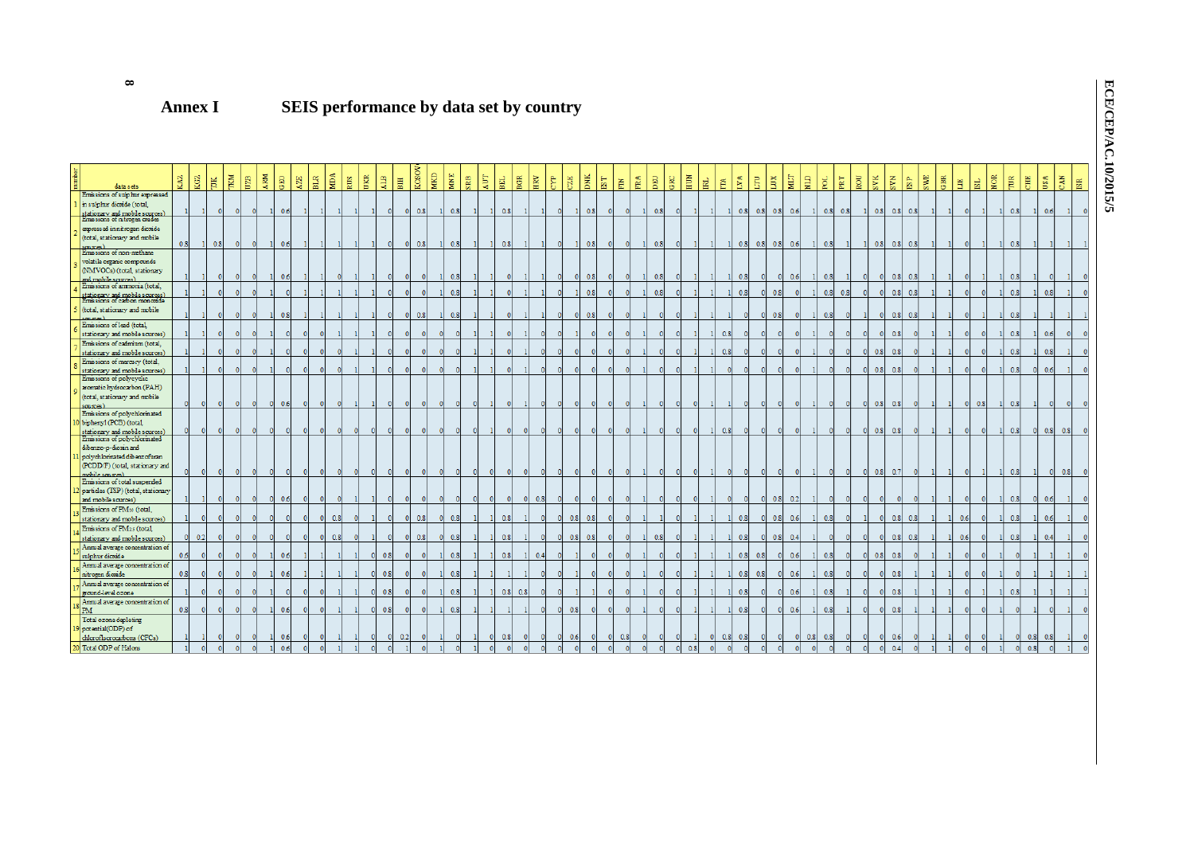# Annex I SEIS performance by data set by country

| number | data sets | KAZ | KGZ | TJK | TKM | UZB | ARM | GEO | AZE | BLR | MDA | RUS | UKR | ALB | BIH | KOSOVO | MKD | MNE | SRB | AUT | BEL | BGR | HRV | CYP | CZE | DNK | EST | FIN | FRA | DEU | GRC | HUN | IRL | ITA | LVA | LTU | LUX | MLT | NLD | POL | PRT | ROU | SVK | SVN | ESP | SWE | GBR | LIE | ISL | NOR | TUR | CHE | USA | CAN | ISR |
|---|---|---|---|---|---|---|---|---|---|---|---|---|---|---|---|---|---|---|---|---|---|---|---|---|---|---|---|---|---|---|---|---|---|---|---|---|---|---|---|---|---|---|---|---|---|---|---|---|---|---|---|---|---|---|---|
| 1 | Emissions of sulphur expressed in sulphur dioxide (total, stationary and mobile sources) | 1 | 1 | 0 | 0 | 0 | 1 | 0.6 | 1 | 1 | 1 | 1 | 1 | 0 | 0 | 0.8 | 1 | 0.8 | 1 | 1 | 0.8 | 1 | 1 | 0 | 1 | 0.8 | 0 | 0 | 1 | 0.8 | 0 | 1 | 1 | 1 | 0.8 | 0.8 | 0.8 | 0.6 | 1 | 0.8 | 0.8 | 1 | 0.8 | 0.8 | 0.8 | 1 | 1 | 0 | 1 | 1 | 0.8 | 1 | 0.6 | 1 | 0 |
| 2 | Emissions of nitrogen oxides expressed in nitrogen dioxide (total, stationary and mobile sources) | 0.8 | 1 | 0.8 | 0 | 0 | 1 | 0.6 | 1 | 1 | 1 | 1 | 1 | 0 | 0 | 0.8 | 1 | 0.8 | 1 | 1 | 0.8 | 1 | 1 | 0 | 1 | 0.8 | 0 | 0 | 1 | 0.8 | 0 | 1 | 1 | 1 | 0.8 | 0.8 | 0.8 | 0.6 | 1 | 0.8 | 1 | 1 | 0.8 | 0.8 | 0.8 | 1 | 1 | 0 | 1 | 1 | 0.8 | 1 | 1 | 1 | 1 |
| 3 | Emissions of non-methane volatile organic compounds (NMVOCs) (total, stationary and mobile sources) | 1 | 1 | 0 | 0 | 0 | 1 | 0.6 | 1 | 1 | 0 | 1 | 1 | 0 | 0 | 0 | 1 | 0.8 | 1 | 1 | 0 | 1 | 1 | 0 | 1 | 0.8 | 0 | 0 | 1 | 0.8 | 0 | 1 | 1 | 1 | 0.8 | 0 | 0 | 0.6 | 1 | 0.8 | 1 | 0 | 0 | 0.8 | 0.8 | 1 | 1 | 0 | 1 | 1 | 0.8 | 1 | 0 | 1 | 0 |
| 4 | Emissions of ammonia (total, stationary and mobile sources) | 1 | 1 | 0 | 0 | 0 | 1 | 0 | 1 | 1 | 1 | 1 | 1 | 0 | 0 | 0 | 1 | 0.8 | 1 | 1 | 0 | 1 | 1 | 0 | 1 | 0.8 | 0 | 0 | 1 | 0.8 | 0 | 1 | 1 | 1 | 0.8 | 0 | 0.8 | 0 | 1 | 0.8 | 0.8 | 0 | 0 | 0.8 | 0.8 | 1 | 1 | 0 | 0 | 1 | 0.8 | 1 | 0.8 | 1 | 0 |
| 5 | Emissions of carbon monoxide (total, stationary and mobile sources) | 1 | 1 | 0 | 0 | 0 | 1 | 0.8 | 1 | 1 | 1 | 1 | 1 | 0 | 0 | 0.8 | 1 | 0.8 | 1 | 1 | 0 | 1 | 1 | 0 | 0 | 0.8 | 0 | 0 | 1 | 0 | 0 | 1 | 1 | 1 | 1 | 0 | 0.8 | 0 | 1 | 0.8 | 0 | 1 | 0 | 0.8 | 0.8 | 1 | 1 | 0 | 1 | 1 | 0.8 | 1 | 1 | 1 | 1 |
| 6 | Emissions of lead (total, stationary and mobile sources) | 1 | 1 | 0 | 0 | 0 | 1 | 0 | 0 | 0 | 1 | 1 | 1 | 0 | 0 | 0 | 0 | 0 | 1 | 1 | 0 | 1 | 1 | 0 | 0 | 1 | 0 | 0 | 1 | 0 | 0 | 1 | 1 | 0.8 | 0 | 0 | 0 | 0 | 1 | 0 | 0 | 0 | 0 | 0.8 | 0 | 1 | 1 | 0 | 0 | 1 | 0.8 | 1 | 0.6 | 0 | 0 |
| 7 | Emissions of cadmium (total, stationary and mobile sources) | 1 | 1 | 0 | 0 | 0 | 1 | 0 | 0 | 0 | 0 | 1 | 1 | 0 | 0 | 0 | 0 | 0 | 1 | 1 | 0 | 1 | 0 | 0 | 0 | 0 | 0 | 0 | 1 | 0 | 0 | 1 | 1 | 0.8 | 0 | 0 | 0 | 0 | 1 | 0 | 0 | 0 | 0.8 | 0.8 | 0 | 1 | 1 | 0 | 0 | 1 | 0.8 | 1 | 0.8 | 1 | 0 |
| 8 | Emissions of mercury (total, stationary and mobile sources) | 1 | 1 | 0 | 0 | 0 | 1 | 0 | 0 | 0 | 0 | 1 | 1 | 0 | 0 | 0 | 0 | 0 | 1 | 1 | 0 | 1 | 0 | 0 | 0 | 0 | 0 | 0 | 1 | 0 | 0 | 1 | 1 | 0 | 0 | 0 | 0 | 0 | 1 | 0 | 0 | 0 | 0.8 | 0.8 | 0 | 1 | 1 | 0 | 0 | 1 | 0.8 | 0 | 0.6 | 1 | 0 |
| 9 | Emissions of polycyclic aromatic hydrocarbon (PAH) (total, stationary and mobile sources) | 0 | 0 | 0 | 0 | 0 | 0 | 0.6 | 0 | 0 | 0 | 1 | 1 | 0 | 0 | 0 | 0 | 0 | 0 | 1 | 0 | 1 | 0 | 0 | 0 | 0 | 0 | 0 | 1 | 0 | 0 | 0 | 1 | 1 | 0 | 0 | 0 | 0 | 1 | 0 | 0 | 0 | 0.8 | 0.8 | 0 | 1 | 1 | 0 | 0.8 | 1 | 0.8 | 1 | 0 | 0 | 0 |
| 10 | Emissions of polychlorinated biphenyl (PCB) (total, stationary and mobile sources) | 0 | 0 | 0 | 0 | 0 | 0 | 0 | 0 | 0 | 0 | 0 | 0 | 0 | 0 | 0 | 0 | 0 | 0 | 1 | 1 | 0 | 0 | 0 | 0 | 0 | 0 | 0 | 1 | 0 | 0 | 0 | 1 | 0.8 | 0 | 0 | 0 | 0 | 1 | 0 | 0 | 0 | 0.8 | 0.8 | 0 | 1 | 1 | 0 | 0 | 1 | 0.8 | 0 | 0.8 | 0.8 | 0 |
| 11 | Emissions of polychlorinated dibenzo-p-dioxin and polychlorinated dibenzofuran (PCDD/F) (total, stationary and mobile sources) | 0 | 0 | 0 | 0 | 0 | 0 | 0 | 0 | 0 | 0 | 0 | 0 | 0 | 0 | 0 | 0 | 0 | 0 | 0 | 0 | 0 | 0 | 0 | 0 | 0 | 0 | 0 | 1 | 0 | 0 | 1 | 1 | 0 | 0 | 0 | 0 | 0 | 1 | 0 | 0 | 0 | 0.8 | 0.7 | 0 | 1 | 1 | 0 | 1 | 1 | 0.8 | 1 | 0 | 0.8 | 0 |
| 12 | Emissions of total suspended particles (TSP) (total, stationary and mobile sources) | 1 | 1 | 0 | 0 | 0 | 0 | 0.6 | 0 | 0 | 0 | 1 | 1 | 0 | 0 | 0 | 0 | 0 | 0 | 0 | 0 | 0 | 0.8 | 0 | 0 | 0 | 0 | 0 | 1 | 0 | 0 | 1 | 1 | 0 | 0 | 0 | 0.8 | 0.2 | 1 | 0 | 0 | 0 | 0 | 0 | 0 | 1 | 1 | 0 | 0 | 1 | 0.8 | 1 | 0.6 | 1 | 0 |
| 13 | Emissions of PM10 (total, stationary and mobile sources) | 1 | 0 | 0 | 0 | 0 | 0 | 0 | 0 | 0 | 0.8 | 0 | 1 | 0 | 0 | 0.8 | 0 | 0.8 | 1 | 1 | 0.8 | 1 | 0 | 0 | 0.8 | 0.8 | 0 | 0 | 1 | 1 | 0 | 1 | 1 | 1 | 0.8 | 0 | 0.8 | 0.6 | 1 | 0.8 | 0 | 1 | 0 | 0.8 | 0.8 | 1 | 1 | 0.6 | 0 | 1 | 0.8 | 1 | 0.6 | 1 | 0 |
| 14 | Emissions of PM2.5 (total, stationary and mobile sources) | 0 | 0.2 | 0 | 0 | 0 | 0 | 0 | 0 | 0 | 0.8 | 0 | 1 | 0 | 0 | 0.8 | 0 | 0.8 | 1 | 1 | 0.8 | 1 | 0 | 0 | 0.8 | 0.8 | 0 | 0 | 1 | 0.8 | 0 | 1 | 1 | 1 | 0.8 | 0 | 0.8 | 0.4 | 1 | 0 | 0 | 0 | 0 | 0.8 | 0.8 | 1 | 1 | 0.6 | 0 | 1 | 0.8 | 1 | 0.4 | 1 | 0 |
| 15 | Annual average concentration of sulphur dioxide | 0.6 | 0 | 0 | 0 | 0 | 1 | 0.6 | 1 | 1 | 1 | 1 | 0 | 0.8 | 0 | 0 | 1 | 0.8 | 1 | 1 | 0.8 | 1 | 0.4 | 0 | 1 | 0 | 0 | 0 | 1 | 0 | 0 | 1 | 1 | 1 | 0.8 | 0.8 | 0 | 0.6 | 1 | 0.8 | 0 | 0 | 0.8 | 0.8 | 0 | 1 | 1 | 0 | 0 | 1 | 0 | 1 | 1 | 1 | 0 |
| 16 | Annual average concentration of nitrogen dioxide | 0.8 | 0 | 0 | 0 | 0 | 1 | 0.6 | 1 | 1 | 1 | 1 | 0 | 0.8 | 0 | 0 | 1 | 0.8 | 1 | 1 | 1 | 1 | 0 | 0 | 1 | 0 | 0 | 0 | 1 | 0 | 0 | 1 | 1 | 1 | 0.8 | 0.8 | 0 | 0.6 | 1 | 0.8 | 0 | 0 | 0 | 0.8 | 1 | 1 | 1 | 0 | 0 | 1 | 0 | 1 | 1 | 1 | 1 |
| 17 | Annual average concentration of ground-level ozone | 1 | 0 | 0 | 0 | 0 | 1 | 0 | 0 | 0 | 1 | 1 | 0 | 0.8 | 0 | 0 | 1 | 0.8 | 1 | 1 | 0.8 | 0.8 | 0 | 0 | 1 | 1 | 0 | 0 | 1 | 0 | 0 | 1 | 1 | 1 | 0.8 | 0 | 0 | 0.6 | 1 | 0.8 | 1 | 0 | 0 | 0.8 | 1 | 1 | 1 | 0 | 1 | 1 | 0.8 | 1 | 1 | 1 | 1 |
| 18 | Annual average concentration of PM | 0.8 | 0 | 0 | 0 | 0 | 1 | 0.6 | 0 | 0 | 1 | 1 | 0 | 0.8 | 0 | 0 | 1 | 0.8 | 1 | 1 | 1 | 1 | 0 | 0 | 0.8 | 0 | 0 | 0 | 1 | 0 | 0 | 1 | 1 | 1 | 0.8 | 0 | 0 | 0.6 | 1 | 0.8 | 1 | 0 | 0 | 0.8 | 1 | 1 | 1 | 0 | 0 | 1 | 0 | 1 | 0 | 1 | 0 |
| 19 | Total ozone depleting potential (ODP) of chlorofluorocarbons (CFCs) | 1 | 1 | 0 | 0 | 0 | 1 | 0.6 | 0 | 0 | 1 | 1 | 0 | 0 | 0.2 | 0 | 1 | 0 | 1 | 0 | 0.8 | 0 | 0 | 0 | 0.6 | 0 | 0 | 0.8 | 0 | 0 | 0 | 1 | 0 | 0.8 | 0.8 | 0 | 0 | 0 | 0.8 | 0.8 | 0 | 0 | 0 | 0.6 | 0 | 1 | 1 | 0 | 0 | 1 | 0 | 0.8 | 0.8 | 1 | 0 |
| 20 | Total ODP of Halons | 1 | 0 | 0 | 0 | 0 | 1 | 0.6 | 0 | 0 | 1 | 1 | 0 | 0 | 1 | 0 | 1 | 0 | 1 | 0 | 0 | 0 | 0 | 0 | 0 | 0 | 0 | 0 | 0 | 0 | 0 | 0.8 | 0 | 0 | 0 | 0 | 0 | 0 | 0 | 0 | 0 | 0 | 0 | 0.4 | 0 | 1 | 1 | 0 | 0 | 1 | 0 | 0.8 | 0 | 1 | 0 |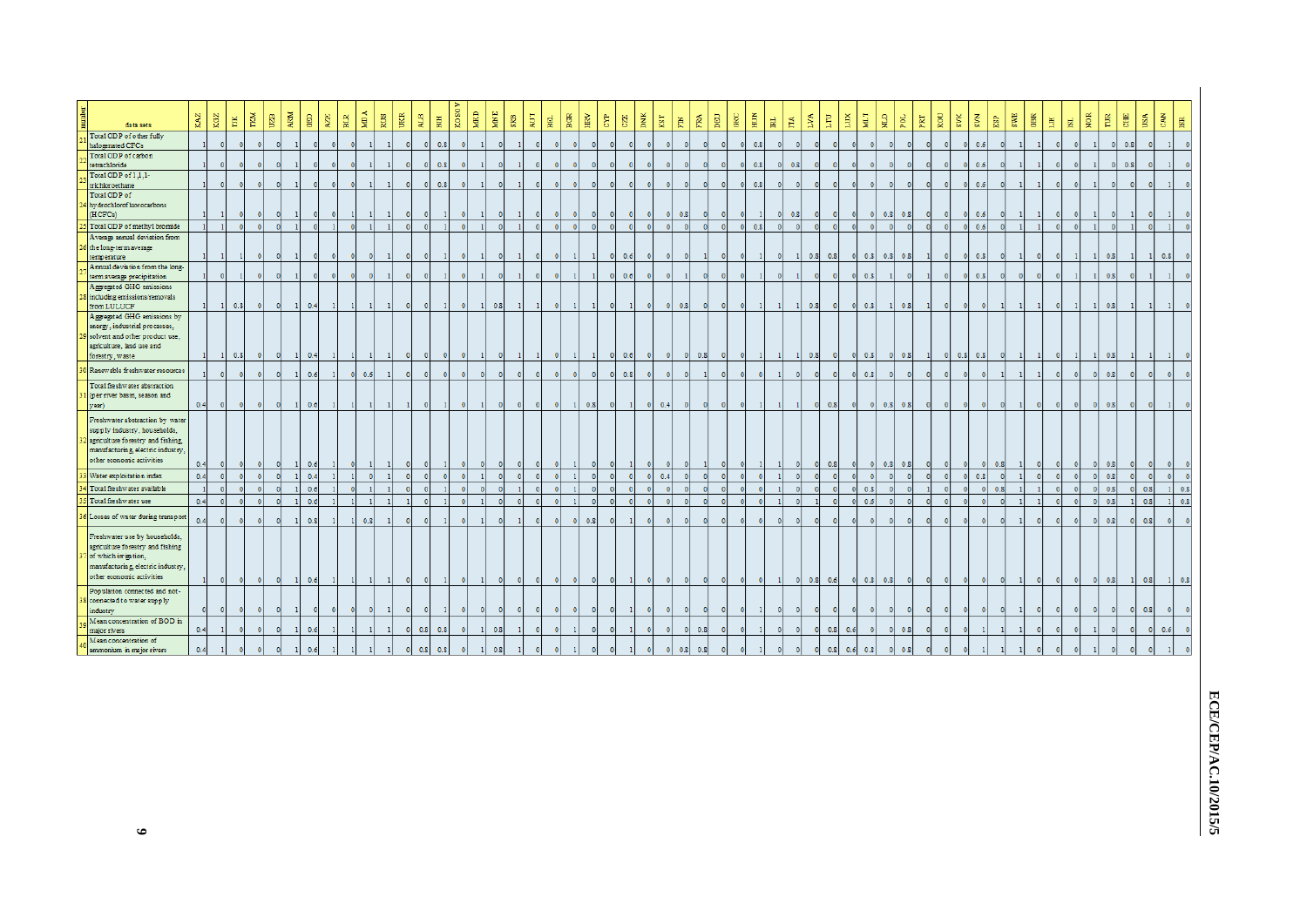| number | data sets | KAZ | KGZ | TJK | TKM | UZB | ARM | GEO | AZE | BLR | MDA | RUS | UKR | ALB | BIH | KOSOV | MKD | MNE | SRB | AUT | BEL | BGR | HRV | CYP | CZE | DNK | EST | FIN | FRA | DEU | GRC | HUN | IRL | ITA | LVA | LTU | LUX | MLT | NLD | POL | PRT | ROU | SVK | SVN | ESP | SWE | GBR | LIE | ISL | NOR | TUR | CHE | USA | CAN | ISR |
|---|---|---|---|---|---|---|---|---|---|---|---|---|---|---|---|---|---|---|---|---|---|---|---|---|---|---|---|---|---|---|---|---|---|---|---|---|---|---|---|---|---|---|---|---|---|---|---|---|---|---|---|---|---|---|---|
| 21 | Total ODP of other fully halogenated CFCs | 1 | 0 | 0 | 0 | 0 | 1 | 0 | 0 | 0 | 1 | 1 | 0 | 0 | 0.8 | 0 | 1 | 0 | 1 | 0 | 0 | 0 | 0 | 0 | 0 | 0 | 0 | 0 | 0 | 0 | 0 | 0.8 | 0 | 0 | 0 | 0 | 0 | 0 | 0 | 0 | 0 | 0 | 0 | 0.6 | 0 | 1 | 1 | 0 | 0 | 1 | 0 | 0.8 | 0 | 1 | 0 |
| 22 | Total ODP of carbon tetrachloride | 1 | 0 | 0 | 0 | 0 | 1 | 0 | 0 | 0 | 1 | 1 | 0 | 0 | 0.8 | 0 | 1 | 0 | 1 | 0 | 0 | 0 | 0 | 0 | 0 | 0 | 0 | 0 | 0 | 0 | 0 | 0.8 | 0 | 0.8 | 0 | 0 | 0 | 0 | 0 | 0 | 0 | 0 | 0 | 0.6 | 0 | 1 | 1 | 0 | 0 | 1 | 0 | 0.8 | 0 | 1 | 0 |
| 23 | Total ODP of 1,1,1-trichloroethane | 1 | 0 | 0 | 0 | 0 | 1 | 0 | 0 | 0 | 1 | 1 | 0 | 0 | 0.8 | 0 | 1 | 0 | 1 | 0 | 0 | 0 | 0 | 0 | 0 | 0 | 0 | 0 | 0 | 0 | 0 | 0.8 | 0 | 0 | 0 | 0 | 0 | 0 | 0 | 0 | 0 | 0 | 0 | 0.6 | 0 | 1 | 1 | 0 | 0 | 1 | 0 | 0 | 0 | 1 | 0 |
| 24 | Total ODP of hydrochlorofluorocarbons (HCFCs) | 1 | 1 | 0 | 0 | 0 | 1 | 0 | 0 | 1 | 1 | 1 | 0 | 0 | 1 | 0 | 1 | 0 | 1 | 0 | 0 | 0 | 0 | 0 | 0 | 0 | 0 | 0.8 | 0 | 0 | 0 | 1 | 0 | 0.8 | 0 | 0 | 0 | 0 | 0.8 | 0.8 | 0 | 0 | 0 | 0.6 | 0 | 1 | 1 | 0 | 0 | 1 | 0 | 1 | 0 | 1 | 0 |
| 25 | Total ODP of methyl bromide | 1 | 1 | 0 | 0 | 0 | 1 | 0 | 1 | 0 | 1 | 1 | 0 | 0 | 1 | 0 | 1 | 0 | 1 | 0 | 0 | 0 | 0 | 0 | 0 | 0 | 0 | 0 | 0 | 0 | 0 | 0.8 | 0 | 0 | 0 | 0 | 0 | 0 | 0 | 0 | 0 | 0 | 0 | 0.5 | 0 | 1 | 1 | 0 | 0 | 1 | 0 | 1 | 0 | 1 | 0 |
| 26 | Average annual deviation from the long-term average temperature | 1 | 1 | 1 | 0 | 0 | 1 | 0 | 0 | 0 | 0 | 1 | 0 | 0 | 1 | 0 | 1 | 0 | 1 | 0 | 0 | 1 | 1 | 0 | 0.6 | 0 | 0 | 0 | 1 | 0 | 0 | 1 | 0 | 1 | 0.8 | 0.8 | 0 | 0.8 | 0.8 | 0.8 | 1 | 0 | 0 | 0.8 | 0 | 1 | 1 | 0 | 0 | 1 | 0.8 | 1 | 1 | 0.8 | 0 |
| 27 | Annual deviation from the long-term average precipitation | 1 | 0 | 1 | 0 | 0 | 1 | 0 | 0 | 0 | 0 | 1 | 0 | 0 | 1 | 0 | 1 | 0 | 1 | 0 | 0 | 1 | 1 | 0 | 0.6 | 0 | 0 | 1 | 0 | 0 | 0 | 1 | 0 | 1 | 0 | 0 | 0 | 0.8 | 1 | 0 | 1 | 0 | 0 | 0.8 | 0 | 0 | 0 | 0 | 1 | 1 | 0.8 | 0 | 1 | 1 | 0 |
| 28 | Aggregated GHG emissions including emissions/removals from LULUCF | 1 | 1 | 0.8 | 0 | 0 | 1 | 0.4 | 1 | 1 | 1 | 1 | 0 | 0 | 1 | 0 | 1 | 0.8 | 1 | 1 | 0 | 1 | 1 | 0 | 1 | 0 | 0 | 0.8 | 0 | 0 | 0 | 1 | 1 | 1 | 0.8 | 0 | 0 | 0.8 | 1 | 0.8 | 1 | 0 | 0 | 0 | 1 | 1 | 1 | 0 | 1 | 1 | 0.8 | 1 | 1 | 1 | 0 |
| 29 | Aggregated GHG emissions by energy, industrial processes, solvent and other product use, agriculture, land use and forestry, waste | 1 | 1 | 0.8 | 0 | 0 | 1 | 0.4 | 1 | 1 | 1 | 1 | 0 | 0 | 0 | 0 | 1 | 0 | 1 | 1 | 0 | 1 | 1 | 0 | 0.6 | 0 | 0 | 0 | 0.8 | 0 | 0 | 1 | 1 | 1 | 0.8 | 0 | 0 | 0.8 | 0 | 0.8 | 1 | 0 | 0.8 | 0.8 | 0 | 1 | 1 | 0 | 1 | 1 | 0.8 | 1 | 1 | 1 | 0 |
| 30 | Renewable freshwater resources | 1 | 0 | 0 | 0 | 0 | 1 | 0.6 | 1 | 0 | 0.6 | 1 | 0 | 0 | 0 | 0 | 0 | 0 | 0 | 0 | 0 | 0 | 0 | 0 | 0.8 | 0 | 0 | 0 | 1 | 0 | 0 | 0 | 1 | 0 | 0 | 0 | 0 | 0.8 | 0 | 0 | 0 | 0 | 0 | 0 | 1 | 1 | 1 | 0 | 0 | 0 | 0.8 | 0 | 0 | 0 | 0 |
| 31 | Total freshwater abstraction (per river basin, season and year) | 0.4 | 0 | 0 | 0 | 0 | 1 | 0.6 | 1 | 1 | 1 | 1 | 1 | 0 | 1 | 0 | 1 | 0 | 0 | 0 | 0 | 1 | 0.8 | 0 | 1 | 0 | 0.4 | 0 | 0 | 0 | 0 | 1 | 1 | 1 | 0 | 0.8 | 0 | 0 | 0.8 | 0.8 | 0 | 0 | 0 | 0 | 0 | 1 | 0 | 0 | 0 | 0 | 0.8 | 0 | 0 | 1 | 0 |
| 32 | Freshwater abstraction by water supply industry, households, agriculture forestry and fishing, manufacturing, electric industry, other economic activities | 0.4 | 0 | 0 | 0 | 0 | 1 | 0.6 | 1 | 0 | 1 | 1 | 0 | 0 | 1 | 0 | 0 | 0 | 0 | 0 | 0 | 1 | 0 | 0 | 1 | 0 | 0 | 0 | 1 | 0 | 0 | 1 | 1 | 0 | 0 | 0.8 | 0 | 0 | 0.8 | 0.8 | 0 | 0 | 0 | 0 | 0.8 | 1 | 0 | 0 | 0 | 0 | 0.8 | 0 | 0 | 0 | 0 |
| 33 | Water exploitation index | 0.4 | 0 | 0 | 0 | 0 | 1 | 0.4 | 1 | 1 | 0 | 1 | 0 | 0 | 0 | 0 | 1 | 0 | 0 | 0 | 0 | 1 | 0 | 0 | 0 | 0 | 0.4 | 0 | 0 | 0 | 0 | 0 | 1 | 0 | 0 | 0 | 0 | 0 | 0 | 0 | 0 | 0 | 0 | 0.8 | 0 | 1 | 0 | 0 | 0 | 0 | 0.8 | 0 | 0 | 0 | 0 |
| 34 | Total freshwater available | 1 | 0 | 0 | 0 | 0 | 1 | 0.6 | 1 | 0 | 1 | 1 | 0 | 0 | 1 | 0 | 0 | 0 | 1 | 0 | 0 | 1 | 0 | 0 | 0 | 0 | 0 | 0 | 0 | 0 | 0 | 0 | 1 | 0 | 0 | 0 | 0 | 0.8 | 0 | 0 | 1 | 0 | 0 | 0 | 0.8 | 1 | 0 | 0 | 0 | 0 | 0.8 | 0 | 0.8 | 1 | 0.8 |
| 35 | Total freshwater use | 0.4 | 0 | 0 | 0 | 0 | 1 | 0.6 | 1 | 1 | 1 | 1 | 1 | 0 | 1 | 0 | 1 | 0 | 0 | 0 | 0 | 1 | 0 | 0 | 0 | 0 | 0 | 0 | 0 | 0 | 0 | 0 | 1 | 0 | 1 | 0 | 0 | 0.6 | 0 | 0 | 0 | 0 | 0 | 0 | 0 | 1 | 1 | 0 | 0 | 0 | 0.8 | 1 | 0.8 | 1 | 0.8 |
| 36 | Losses of water during transport | 0.4 | 0 | 0 | 0 | 0 | 1 | 0.8 | 1 | 1 | 0.8 | 1 | 0 | 0 | 1 | 0 | 1 | 0 | 1 | 0 | 0 | 0 | 0.8 | 0 | 1 | 0 | 0 | 0 | 0 | 0 | 0 | 0 | 0 | 0 | 0 | 0 | 0 | 0 | 0 | 0 | 0 | 0 | 0 | 0 | 0 | 1 | 0 | 0 | 0 | 0 | 0.8 | 0 | 0.8 | 0 | 0 |
| 37 | Freshwater use by households, agriculture forestry and fishing of which irrigation, manufacturing, electric industry, other economic activities | 1 | 0 | 0 | 0 | 0 | 1 | 0.6 | 1 | 1 | 1 | 1 | 0 | 0 | 1 | 0 | 1 | 0 | 0 | 0 | 0 | 0 | 0 | 0 | 1 | 0 | 0 | 0 | 0 | 0 | 0 | 0 | 1 | 0 | 0.8 | 0.6 | 0 | 0.8 | 0.8 | 0 | 0 | 0 | 0 | 0 | 0 | 1 | 0 | 0 | 0 | 0 | 0.8 | 1 | 0.8 | 1 | 0.8 |
| 38 | Population connected and not-connected to water supply industry | 0 | 0 | 0 | 0 | 0 | 1 | 0 | 0 | 0 | 0 | 1 | 0 | 0 | 1 | 0 | 0 | 0 | 0 | 0 | 0 | 0 | 0 | 0 | 1 | 0 | 0 | 0 | 0 | 0 | 0 | 1 | 0 | 0 | 0 | 0 | 0 | 0 | 0 | 0 | 0 | 0 | 0 | 0 | 0 | 1 | 0 | 0 | 0 | 0 | 0 | 0 | 0.8 | 0 | 0 |
| 39 | Mean concentration of BOD in major rivers | 0.4 | 1 | 0 | 0 | 0 | 1 | 0.6 | 1 | 1 | 1 | 1 | 0 | 0.8 | 0.8 | 0 | 1 | 0.8 | 1 | 0 | 0 | 1 | 0 | 0 | 1 | 0 | 0 | 0 | 0.8 | 0 | 0 | 1 | 0 | 0 | 0 | 0.8 | 0.6 | 0 | 0 | 0.8 | 0 | 0 | 0 | 1 | 1 | 1 | 0 | 0 | 0 | 1 | 0 | 0 | 0 | 0.6 | 0 |
| 40 | Mean concentration of ammonium in major rivers | 0.4 | 1 | 0 | 0 | 0 | 1 | 0.6 | 1 | 1 | 1 | 1 | 0 | 0.8 | 0.8 | 0 | 1 | 0.8 | 1 | 0 | 0 | 1 | 0 | 0 | 1 | 0 | 0 | 0.8 | 0.8 | 0 | 0 | 1 | 0 | 0 | 0 | 0.8 | 0.6 | 0.8 | 0 | 0.8 | 0 | 0 | 0 | 1 | 1 | 1 | 0 | 0 | 0 | 1 | 0 | 0 | 0 | 1 | 0 |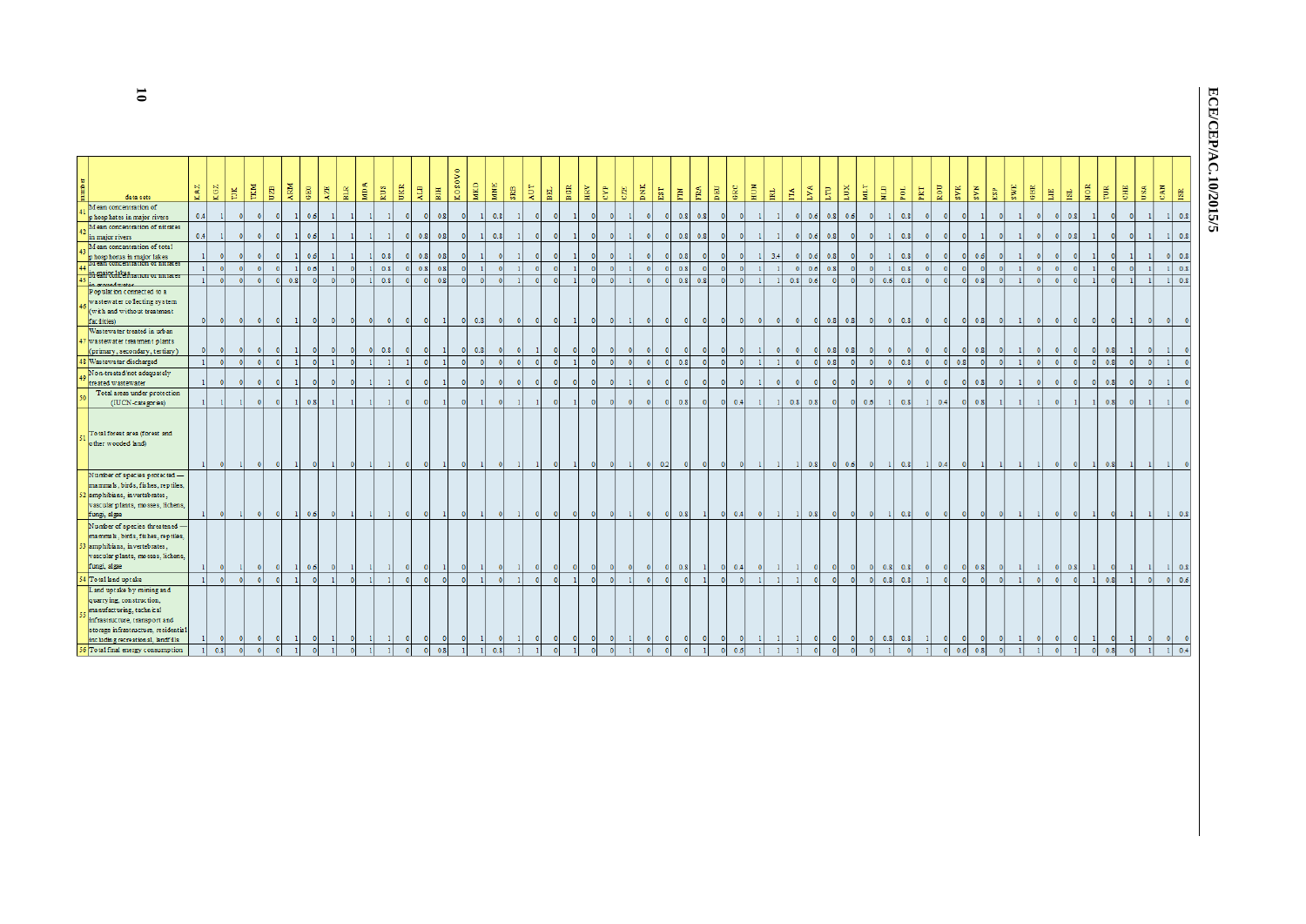| number | data sets | KAZ | KGZ | TJK | TKM | UZB | ARM | GEO | AZE | BLR | MDA | RUS | UKR | ALB | BIH | KOSOVO | MKD | MNE | SRB | AUT | BEL | BGR | HRV | CYP | CZE | DNK | EST | FIN | FRA | DEU | GRC | HUN | IRL | ITA | LVA | LTU | LUX | MLT | NLD | POL | PRT | ROU | SVK | SVN | ESP | SWE | GBR | LIE | ISL | NOR | TUR | CHE | USA | CAN | ISR |
|---|---|---|---|---|---|---|---|---|---|---|---|---|---|---|---|---|---|---|---|---|---|---|---|---|---|---|---|---|---|---|---|---|---|---|---|---|---|---|---|---|---|---|---|---|---|---|---|---|---|---|---|---|---|---|---|
| 41 | Mean concentration of phosphates in major rivers | 0.4 | 1 | 0 | 0 | 0 | 1 | 0.6 | 1 | 1 | 1 | 1 | 0 | 0 | 0.8 | 0 | 1 | 0.8 | 1 | 0 | 0 | 1 | 0 | 0 | 1 | 0 | 0 | 0.8 | 0.8 | 0 | 0 | 1 | 1 | 0 | 0.6 | 0.8 | 0.6 | 0 | 1 | 0.8 | 0 | 0 | 0 | 1 | 0 | 1 | 0 | 0 | 0.8 | 1 | 0 | 0 | 1 | 1 | 0.8 |
| 42 | Mean concentration of nitrates in major rivers | 0.4 | 1 | 0 | 0 | 0 | 1 | 0.6 | 1 | 1 | 1 | 1 | 0 | 0.8 | 0.8 | 0 | 1 | 0.8 | 1 | 0 | 0 | 1 | 0 | 0 | 1 | 0 | 0 | 0.8 | 0.8 | 0 | 0 | 1 | 1 | 0 | 0.6 | 0.8 | 0 | 0 | 1 | 0.8 | 0 | 0 | 0 | 1 | 0 | 1 | 0 | 0 | 0.8 | 1 | 0 | 0 | 1 | 1 | 0.8 |
| 43 | Mean concentration of total phosphorus in major lakes | 1 | 0 | 0 | 0 | 0 | 1 | 0.6 | 1 | 1 | 1 | 0.8 | 0 | 0.8 | 0.8 | 0 | 1 | 0 | 1 | 0 | 0 | 1 | 0 | 0 | 1 | 0 | 0 | 0.8 | 0 | 0 | 0 | 1 | 3.4 | 0 | 0.6 | 0.8 | 0 | 0 | 1 | 0.8 | 0 | 0 | 0 | 0.6 | 0 | 1 | 0 | 0 | 0 | 1 | 0 | 1 | 1 | 0 | 0.8 |
| 44 | Mean concentration of nitrates in major lakes | 1 | 0 | 0 | 0 | 0 | 1 | 0.6 | 1 | 0 | 1 | 0.8 | 0 | 0.8 | 0.8 | 0 | 1 | 0 | 1 | 0 | 0 | 1 | 0 | 0 | 1 | 0 | 0 | 0.8 | 0 | 0 | 0 | 1 | 1 | 0 | 0.6 | 0.8 | 0 | 0 | 1 | 0.8 | 0 | 0 | 0 | 0 | 0 | 1 | 0 | 0 | 0 | 1 | 0 | 0 | 1 | 1 | 0.8 |
| 45 | Mean concentration of nitrates in groundwater | 1 | 0 | 0 | 0 | 0 | 0.8 | 0 | 0 | 0 | 1 | 0.8 | 0 | 0 | 0.8 | 0 | 0 | 0 | 1 | 0 | 0 | 1 | 0 | 0 | 1 | 0 | 0 | 0.8 | 0.8 | 0 | 0 | 1 | 1 | 0.8 | 0.6 | 0 | 0 | 0 | 0.6 | 0.8 | 0 | 0 | 0 | 0.8 | 0 | 1 | 0 | 0 | 0 | 1 | 0 | 1 | 1 | 1 | 0.8 |
| 46 | Population connected to a wastewater collecting system (with and without treatment facilities) | 0 | 0 | 0 | 0 | 0 | 1 | 0 | 0 | 0 | 0 | 0 | 0 | 0 | 1 | 0 | 0.8 | 0 | 0 | 0 | 0 | 1 | 0 | 0 | 1 | 0 | 0 | 0 | 0 | 0 | 0 | 0 | 0 | 0 | 0 | 0.8 | 0.8 | 0 | 0 | 0.8 | 0 | 0 | 0 | 0.8 | 0 | 1 | 0 | 0 | 0 | 0 | 0 | 1 | 0 | 0 | 0 |
| 47 | Wastewater treated in urban wastewater treatment plants (primary, secondary, tertiary) | 0 | 0 | 0 | 0 | 0 | 1 | 0 | 0 | 0 | 0 | 0.8 | 0 | 0 | 1 | 0 | 0.8 | 0 | 0 | 1 | 0 | 0 | 0 | 0 | 0 | 0 | 0 | 0 | 0 | 0 | 0 | 1 | 0 | 0 | 0 | 0.8 | 0.8 | 0 | 0 | 0 | 0 | 0 | 0 | 0.8 | 0 | 1 | 0 | 0 | 0 | 0 | 0.8 | 1 | 0 | 1 | 0 |
| 48 | Wastewater discharged | 1 | 0 | 0 | 0 | 0 | 1 | 0 | 1 | 0 | 1 | 1 | 1 | 0 | 1 | 0 | 0 | 0 | 0 | 0 | 0 | 1 | 0 | 0 | 0 | 0 | 0 | 0.8 | 0 | 0 | 0 | 1 | 1 | 0 | 0 | 0.8 | 0 | 0 | 0 | 0.8 | 0 | 0 | 0.8 | 0 | 0 | 1 | 0 | 0 | 0 | 0 | 0.8 | 0 | 0 | 1 | 0 |
| 49 | Non-treated/not adequately treated wastewater | 1 | 0 | 0 | 0 | 0 | 1 | 0 | 0 | 0 | 1 | 1 | 0 | 0 | 1 | 0 | 0 | 0 | 0 | 0 | 0 | 0 | 0 | 0 | 1 | 0 | 0 | 0 | 0 | 0 | 0 | 1 | 0 | 0 | 0 | 0 | 0 | 0 | 0 | 0 | 0 | 0 | 0 | 0.8 | 0 | 1 | 0 | 0 | 0 | 0 | 0.8 | 0 | 0 | 1 | 0 |
| 50 | Total areas under protection (IUCN categories) | 1 | 1 | 1 | 0 | 0 | 1 | 0.8 | 1 | 1 | 1 | 1 | 0 | 0 | 1 | 0 | 1 | 0 | 1 | 1 | 0 | 1 | 0 | 0 | 0 | 0 | 0 | 0.8 | 0 | 0 | 0.4 | 1 | 1 | 0.8 | 0.8 | 0 | 0 | 0.6 | 1 | 0.8 | 1 | 0.4 | 0 | 0.8 | 1 | 1 | 1 | 0 | 1 | 1 | 0.8 | 0 | 1 | 1 | 0 |
| 51 | Total forest area (forest and other wooded land) | 1 | 0 | 1 | 0 | 0 | 1 | 0 | 1 | 0 | 1 | 1 | 0 | 0 | 1 | 0 | 1 | 0 | 1 | 1 | 0 | 1 | 0 | 0 | 1 | 0 | 0.2 | 0 | 0 | 0 | 0 | 1 | 1 | 1 | 0.8 | 0 | 0.6 | 0 | 1 | 0.8 | 1 | 0.4 | 0 | 1 | 1 | 1 | 1 | 0 | 0 | 1 | 0.8 | 1 | 1 | 1 | 0 |
| 52 | Number of species protected — mammals, birds, fishes, reptiles, amphibians, invertebrates, vascular plants, mosses, lichens, fungi, algae | 1 | 0 | 1 | 0 | 0 | 1 | 0.6 | 0 | 1 | 1 | 1 | 0 | 0 | 1 | 0 | 1 | 0 | 1 | 0 | 0 | 0 | 0 | 0 | 1 | 0 | 0 | 0.8 | 1 | 0 | 0.4 | 0 | 1 | 1 | 0.8 | 0 | 0 | 0 | 1 | 0.8 | 0 | 0 | 0 | 0 | 0 | 1 | 1 | 0 | 0 | 1 | 0 | 1 | 1 | 1 | 0.8 |
| 53 | Number of species threatened — mammals, birds, fishes, reptiles, amphibians, invertebrates, vascular plants, mosses, lichens, fungi, algae | 1 | 0 | 1 | 0 | 0 | 1 | 0.6 | 0 | 1 | 1 | 1 | 0 | 0 | 1 | 0 | 1 | 0 | 1 | 0 | 0 | 0 | 0 | 0 | 0 | 0 | 0 | 0.8 | 1 | 0 | 0.4 | 0 | 1 | 1 | 0 | 0 | 0 | 0 | 0.8 | 0.8 | 0 | 0 | 0 | 0.8 | 0 | 1 | 1 | 0 | 0.8 | 1 | 0 | 1 | 1 | 1 | 0.8 |
| 54 | Total land uptake | 1 | 0 | 0 | 0 | 0 | 1 | 0 | 1 | 0 | 1 | 1 | 0 | 0 | 0 | 0 | 1 | 0 | 1 | 0 | 0 | 1 | 0 | 0 | 1 | 0 | 0 | 0 | 1 | 0 | 0 | 1 | 1 | 0 | 0 | 0 | 0 | 0 | 0.8 | 0.8 | 1 | 0 | 0 | 0 | 0 | 1 | 0 | 0 | 0 | 1 | 0.8 | 1 | 0 | 0 | 0.6 |
| 55 | Land uptake by mining and quarrying, construction, manufacturing, technical infrastructure, transport and storage infrastructure, residential including recreational, landfills | 1 | 0 | 0 | 0 | 0 | 1 | 0 | 1 | 0 | 1 | 1 | 0 | 0 | 0 | 0 | 1 | 0 | 1 | 0 | 0 | 0 | 0 | 0 | 1 | 0 | 0 | 0 | 0 | 0 | 0 | 1 | 1 | 1 | 0 | 0 | 0 | 0 | 0.8 | 0.8 | 1 | 0 | 0 | 0 | 0 | 1 | 0 | 0 | 0 | 1 | 0 | 1 | 0 | 0 | 0 |
| 56 | Total final energy consumption | 1 | 0.8 | 0 | 0 | 0 | 1 | 0 | 1 | 0 | 1 | 1 | 0 | 0 | 0.8 | 1 | 1 | 0.8 | 1 | 1 | 0 | 1 | 0 | 0 | 1 | 0 | 0 | 0 | 1 | 0 | 0.6 | 1 | 1 | 1 | 0 | 0 | 0 | 0 | 1 | 0 | 1 | 0 | 0.6 | 0.8 | 0 | 1 | 1 | 0 | 1 | 0 | 0.8 | 0 | 1 | 1 | 0.4 |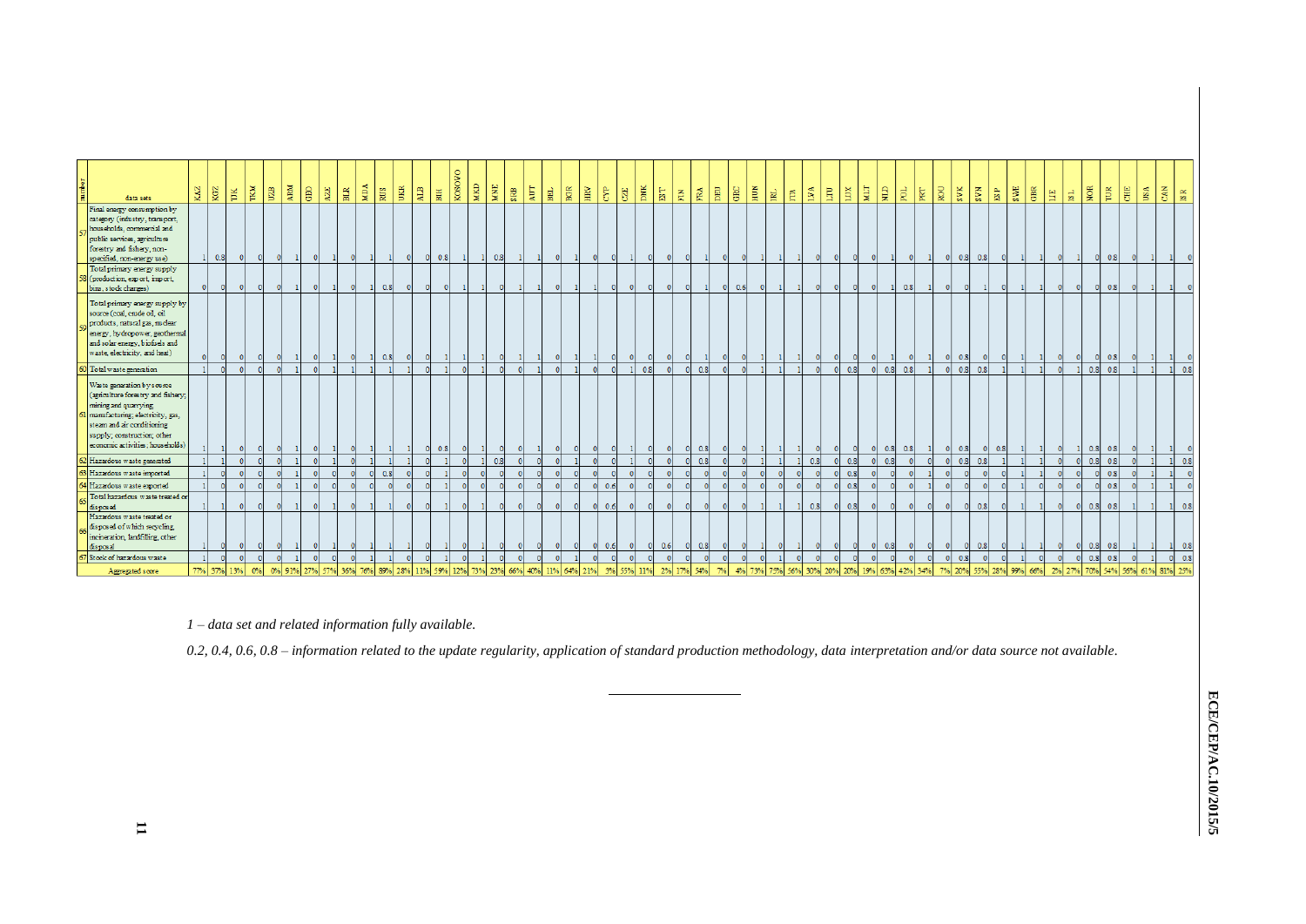| number | data sets | KAZ | KGZ | TJK | TKM | UZB | ARM | GEO | AZE | BLR | MDA | RUS | UKR | ALB | BIH | KOSOVO | MKD | MNE | SRB | AUT | BEL | BGR | HRV | CYP | CZE | DNK | EST | FIN | FRA | DEU | GRC | HUN | IRL | ITA | LVA | LTU | LUX | MLT | NLD | POL | PRT | ROU | SVK | SVN | ESP | SWE | GBR | LIE | ISL | NOR | TUR | CHE | USA | CAN | ISR |
|---|---|---|---|---|---|---|---|---|---|---|---|---|---|---|---|---|---|---|---|---|---|---|---|---|---|---|---|---|---|---|---|---|---|---|---|---|---|---|---|---|---|---|---|---|---|---|---|---|---|---|---|---|---|---|---|
| 57 | Final energy consumption by category (industry, transport, households, commercial and public services, agriculture forestry and fishery, non-specified, non-energy use) | 1 | 0.8 | 0 | 0 | 0 | 1 | 0 | 1 | 0 | 1 | 1 | 1 | 0 | 0.8 | 1 | 1 | 0.8 | 1 | 1 | 0 | 1 | 0 | 0 | 1 | 0 | 0 | 0 | 1 | 0 | 0 | 1 | 1 | 1 | 0 | 0 | 0 | 0 | 1 | 0 | 1 | 0 | 0.8 | 0.8 | 0 | 1 | 1 | 0 | 1 | 0 | 0.8 | 0 | 1 | 1 | 0 |
| 58 | Total primary energy supply (production, export, import, bunkers, stock changes) | 0 | 0 | 0 | 0 | 0 | 1 | 0 | 1 | 0 | 1 | 0.8 | 0 | 0 | 0 | 1 | 1 | 0 | 1 | 1 | 0 | 1 | 1 | 0 | 0 | 0 | 0 | 0 | 1 | 0 | 0.6 | 0 | 1 | 1 | 0 | 0 | 0 | 0 | 1 | 0.8 | 1 | 0 | 0 | 1 | 0 | 1 | 1 | 0 | 0 | 0 | 0.8 | 0 | 1 | 1 | 0 |
| 59 | Total primary energy supply by source (coal, crude oil, oil products, natural gas, nuclear energy, hydropower, geothermal and solar energy, biofuels and waste, electricity, and heat) | 0 | 0 | 0 | 0 | 0 | 1 | 0 | 1 | 0 | 1 | 0.8 | 0 | 0 | 1 | 1 | 1 | 0 | 1 | 1 | 0 | 1 | 1 | 0 | 0 | 0 | 0 | 0 | 1 | 0 | 0 | 1 | 1 | 1 | 0 | 0 | 0 | 0 | 1 | 0 | 1 | 0 | 0.8 | 0 | 0 | 1 | 1 | 0 | 0 | 0 | 0.8 | 0 | 1 | 1 | 0 |
| 60 | Total waste generation | 1 | 0 | 0 | 0 | 0 | 1 | 0 | 1 | 1 | 1 | 1 | 1 | 0 | 1 | 0 | 1 | 0 | 0 | 1 | 0 | 1 | 0 | 0 | 1 | 0.8 | 0 | 0 | 0.8 | 0 | 0 | 1 | 1 | 1 | 0 | 0 | 0.8 | 0 | 0.8 | 0.8 | 1 | 0 | 0.8 | 0.8 | 1 | 1 | 1 | 0 | 1 | 0.8 | 0.8 | 1 | 1 | 1 | 0.8 |
| 61 | Waste generation by source (agriculture forestry and fishery; mining and quarrying; manufacturing; electricity, gas, steam and air conditioning supply; construction; other economic activities; households) | 1 | 1 | 0 | 0 | 0 | 1 | 0 | 1 | 0 | 1 | 1 | 1 | 0 | 0.8 | 0 | 1 | 0 | 0 | 1 | 0 | 0 | 0 | 0 | 1 | 0 | 0 | 0 | 0.8 | 0 | 0 | 1 | 1 | 1 | 0 | 0 | 0 | 0 | 0.8 | 0.8 | 1 | 0 | 0.8 | 0 | 0.8 | 1 | 1 | 0 | 1 | 0.8 | 0.8 | 0 | 1 | 1 | 0 |
| 62 | Hazardous waste generated | 1 | 1 | 0 | 0 | 0 | 1 | 0 | 1 | 0 | 1 | 1 | 1 | 0 | 1 | 0 | 1 | 0.8 | 0 | 0 | 0 | 1 | 0 | 0 | 1 | 0 | 0 | 0 | 0.8 | 0 | 0 | 1 | 1 | 1 | 0.8 | 0 | 0.8 | 0 | 0.8 | 0 | 0 | 0 | 0.8 | 0.8 | 1 | 1 | 1 | 0 | 0 | 0.8 | 0.8 | 0 | 1 | 1 | 0.8 |
| 63 | Hazardous waste imported | 1 | 0 | 0 | 0 | 0 | 1 | 0 | 0 | 0 | 1 | 0.8 | 0 | 0 | 1 | 0 | 0 | 0 | 0 | 0 | 0 | 0 | 0 | 0 | 0 | 0 | 0 | 0 | 0 | 0 | 0 | 0 | 0 | 0 | 0 | 0 | 0.8 | 0 | 0 | 0 | 1 | 0 | 0 | 0 | 0 | 1 | 1 | 0 | 0 | 0 | 0.8 | 0 | 1 | 1 | 0 |
| 64 | Hazardous waste exported | 1 | 0 | 0 | 0 | 0 | 1 | 0 | 0 | 0 | 1 | 0 | 0 | 0 | 1 | 0 | 0 | 0 | 0 | 0 | 0 | 0 | 0 | 0.6 | 0 | 0 | 0 | 0 | 0 | 0 | 0 | 0 | 0 | 0 | 0 | 0 | 0.8 | 0 | 0 | 0 | 1 | 0 | 0 | 0 | 0 | 1 | 1 | 0 | 0 | 0 | 0.8 | 0 | 1 | 1 | 0 |
| 65 | Total hazardous waste treated or disposed | 1 | 1 | 0 | 0 | 0 | 1 | 0 | 1 | 0 | 1 | 1 | 0 | 0 | 1 | 0 | 1 | 0 | 0 | 0 | 0 | 0 | 0 | 0.6 | 0 | 0 | 0 | 0 | 0 | 0 | 0 | 1 | 1 | 1 | 0.8 | 0 | 0.8 | 0 | 0 | 0 | 0 | 0 | 0 | 0.8 | 0 | 1 | 1 | 0 | 0 | 0.8 | 0.8 | 1 | 1 | 1 | 0.8 |
| 66 | Hazardous waste treated or disposed of which recycling, incineration, landfilling, other disposal | 1 | 0 | 0 | 0 | 0 | 1 | 0 | 1 | 0 | 1 | 1 | 1 | 0 | 1 | 0 | 1 | 0 | 0 | 0 | 0 | 0 | 0 | 0.6 | 0 | 0 | 0.6 | 0 | 0.8 | 0 | 0 | 1 | 0 | 1 | 0 | 0 | 0 | 0 | 0.8 | 0 | 0 | 0 | 0 | 0.8 | 0 | 1 | 1 | 0 | 0 | 0.8 | 0.8 | 1 | 1 | 1 | 0.8 |
| 67 | Stock of hazardous waste | 1 | 0 | 0 | 0 | 0 | 1 | 0 | 0 | 0 | 1 | 1 | 0 | 0 | 1 | 0 | 1 | 0 | 0 | 0 | 0 | 1 | 0 | 0 | 0 | 0 | 0 | 0 | 0 | 0 | 0 | 0 | 1 | 0 | 0 | 0 | 0 | 0 | 0 | 0 | 0 | 0 | 0.8 | 0 | 0 | 1 | 0 | 0 | 0 | 0.8 | 0.8 | 0 | 1 | 0 | 0.8 |
| | Aggregated score | 77% | 57% | 13% | 0% | 0% | 91% | 27% | 57% | 36% | 76% | 89% | 28% | 11% | 59% | 12% | 73% | 23% | 66% | 40% | 11% | 64% | 21% | 3% | 55% | 11% | 2% | 17% | 54% | 7% | 4% | 73% | 75% | 56% | 30% | 20% | 20% | 19% | 63% | 42% | 34% | 7% | 20% | 55% | 28% | 99% | 66% | 2% | 27% | 70% | 54% | 56% | 61% | 81% | 25% |

*1 – data set and related information fully available.*

*0.2, 0.4, 0.6, 0.8 – information related to the update regularity, application of standard production methodology, data interpretation and/or data source not available.*